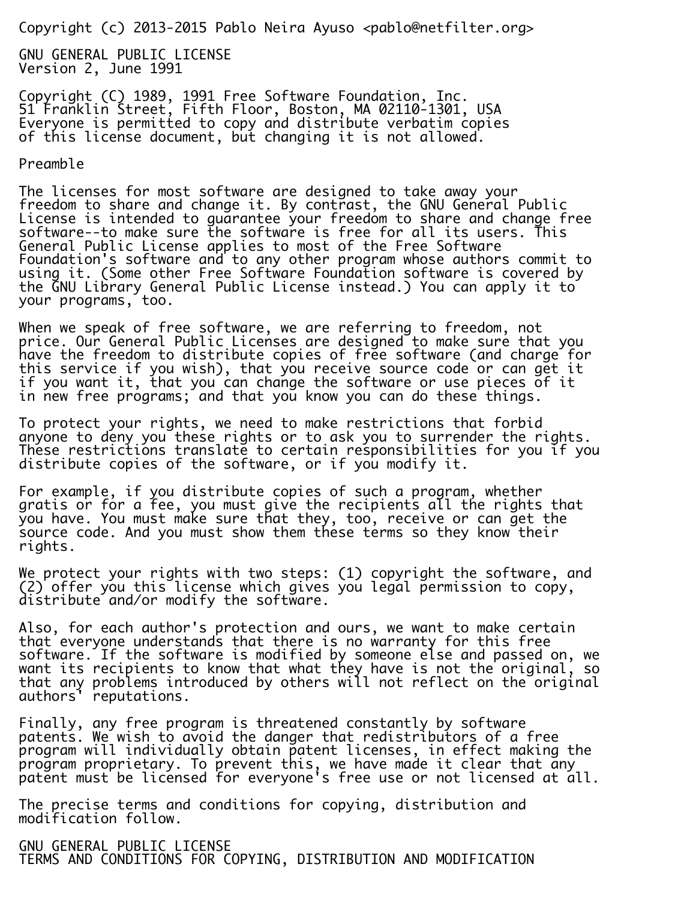Copyright (c) 2013-2015 Pablo Neira Ayuso <pablo@netfilter.org>

# GNU GENERAL PUBLIC LICENSE

Version 2, June 1991

Copyright (C) 1989, 1991 Free Software Foundation, Inc.
51 Franklin Street, Fifth Floor, Boston, MA 02110-1301, USA
Everyone is permitted to copy and distribute verbatim copies
of this license document, but changing it is not allowed.

## Preamble

The licenses for most software are designed to take away your freedom to share and change it. By contrast, the GNU General Public License is intended to guarantee your freedom to share and change free software--to make sure the software is free for all its users. This General Public License applies to most of the Free Software Foundation's software and to any other program whose authors commit to using it. (Some other Free Software Foundation software is covered by the GNU Library General Public License instead.) You can apply it to your programs, too.

When we speak of free software, we are referring to freedom, not price. Our General Public Licenses are designed to make sure that you have the freedom to distribute copies of free software (and charge for this service if you wish), that you receive source code or can get it if you want it, that you can change the software or use pieces of it in new free programs; and that you know you can do these things.

To protect your rights, we need to make restrictions that forbid anyone to deny you these rights or to ask you to surrender the rights. These restrictions translate to certain responsibilities for you if you distribute copies of the software, or if you modify it.

For example, if you distribute copies of such a program, whether gratis or for a fee, you must give the recipients all the rights that you have. You must make sure that they, too, receive or can get the source code. And you must show them these terms so they know their rights.

We protect your rights with two steps: (1) copyright the software, and (2) offer you this license which gives you legal permission to copy, distribute and/or modify the software.

Also, for each author's protection and ours, we want to make certain that everyone understands that there is no warranty for this free software. If the software is modified by someone else and passed on, we want its recipients to know that what they have is not the original, so that any problems introduced by others will not reflect on the original authors' reputations.

Finally, any free program is threatened constantly by software patents. We wish to avoid the danger that redistributors of a free program will individually obtain patent licenses, in effect making the program proprietary. To prevent this, we have made it clear that any patent must be licensed for everyone's free use or not licensed at all.

The precise terms and conditions for copying, distribution and modification follow.

## GNU GENERAL PUBLIC LICENSE
## TERMS AND CONDITIONS FOR COPYING, DISTRIBUTION AND MODIFICATION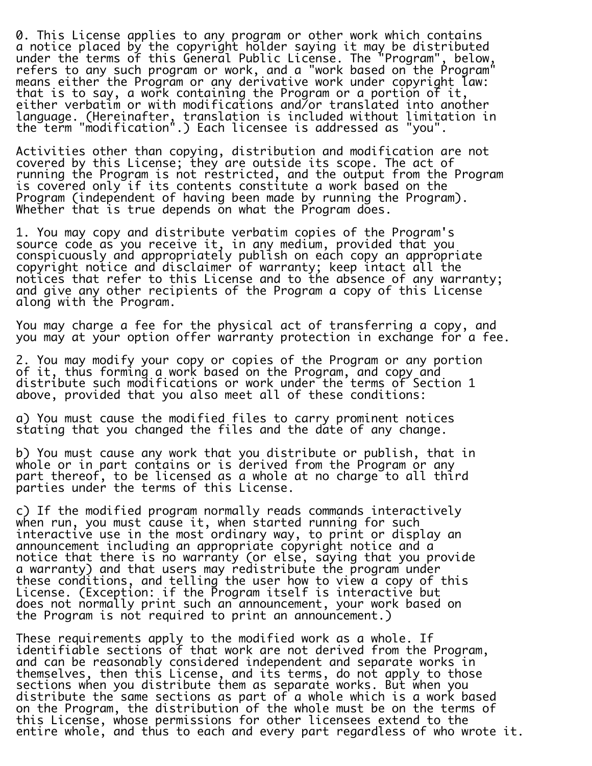0. This License applies to any program or other work which contains a notice placed by the copyright holder saying it may be distributed under the terms of this General Public License. The "Program", below, refers to any such program or work, and a "work based on the Program" means either the Program or any derivative work under copyright law: that is to say, a work containing the Program or a portion of it, either verbatim or with modifications and/or translated into another language. (Hereinafter, translation is included without limitation in the term "modification".) Each licensee is addressed as "you".

Activities other than copying, distribution and modification are not covered by this License; they are outside its scope. The act of running the Program is not restricted, and the output from the Program is covered only if its contents constitute a work based on the Program (independent of having been made by running the Program). Whether that is true depends on what the Program does.

1. You may copy and distribute verbatim copies of the Program's source code as you receive it, in any medium, provided that you conspicuously and appropriately publish on each copy an appropriate copyright notice and disclaimer of warranty; keep intact all the notices that refer to this License and to the absence of any warranty; and give any other recipients of the Program a copy of this License along with the Program.

You may charge a fee for the physical act of transferring a copy, and you may at your option offer warranty protection in exchange for a fee.

2. You may modify your copy or copies of the Program or any portion of it, thus forming a work based on the Program, and copy and distribute such modifications or work under the terms of Section 1 above, provided that you also meet all of these conditions:

a) You must cause the modified files to carry prominent notices stating that you changed the files and the date of any change.

b) You must cause any work that you distribute or publish, that in whole or in part contains or is derived from the Program or any part thereof, to be licensed as a whole at no charge to all third parties under the terms of this License.

c) If the modified program normally reads commands interactively when run, you must cause it, when started running for such interactive use in the most ordinary way, to print or display an announcement including an appropriate copyright notice and a notice that there is no warranty (or else, saying that you provide a warranty) and that users may redistribute the program under these conditions, and telling the user how to view a copy of this License. (Exception: if the Program itself is interactive but does not normally print such an announcement, your work based on the Program is not required to print an announcement.)

These requirements apply to the modified work as a whole. If identifiable sections of that work are not derived from the Program, and can be reasonably considered independent and separate works in themselves, then this License, and its terms, do not apply to those sections when you distribute them as separate works. But when you distribute the same sections as part of a whole which is a work based on the Program, the distribution of the whole must be on the terms of this License, whose permissions for other licensees extend to the entire whole, and thus to each and every part regardless of who wrote it.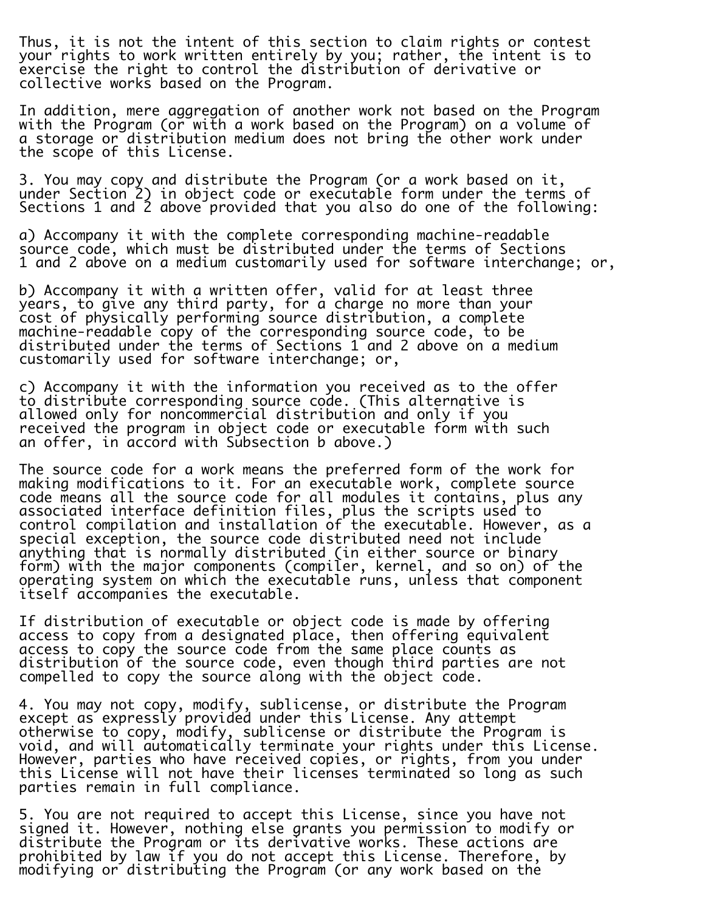Thus, it is not the intent of this section to claim rights or contest your rights to work written entirely by you; rather, the intent is to exercise the right to control the distribution of derivative or collective works based on the Program.

In addition, mere aggregation of another work not based on the Program with the Program (or with a work based on the Program) on a volume of a storage or distribution medium does not bring the other work under the scope of this License.

3. You may copy and distribute the Program (or a work based on it, under Section 2) in object code or executable form under the terms of Sections 1 and 2 above provided that you also do one of the following:

a) Accompany it with the complete corresponding machine-readable source code, which must be distributed under the terms of Sections 1 and 2 above on a medium customarily used for software interchange; or,

b) Accompany it with a written offer, valid for at least three years, to give any third party, for a charge no more than your cost of physically performing source distribution, a complete machine-readable copy of the corresponding source code, to be distributed under the terms of Sections 1 and 2 above on a medium customarily used for software interchange; or,

c) Accompany it with the information you received as to the offer to distribute corresponding source code. (This alternative is allowed only for noncommercial distribution and only if you received the program in object code or executable form with such an offer, in accord with Subsection b above.)

The source code for a work means the preferred form of the work for making modifications to it. For an executable work, complete source code means all the source code for all modules it contains, plus any associated interface definition files, plus the scripts used to control compilation and installation of the executable. However, as a special exception, the source code distributed need not include anything that is normally distributed (in either source or binary form) with the major components (compiler, kernel, and so on) of the operating system on which the executable runs, unless that component itself accompanies the executable.

If distribution of executable or object code is made by offering access to copy from a designated place, then offering equivalent access to copy the source code from the same place counts as distribution of the source code, even though third parties are not compelled to copy the source along with the object code.

4. You may not copy, modify, sublicense, or distribute the Program except as expressly provided under this License. Any attempt otherwise to copy, modify, sublicense or distribute the Program is void, and will automatically terminate your rights under this License. However, parties who have received copies, or rights, from you under this License will not have their licenses terminated so long as such parties remain in full compliance.

5. You are not required to accept this License, since you have not signed it. However, nothing else grants you permission to modify or distribute the Program or its derivative works. These actions are prohibited by law if you do not accept this License. Therefore, by modifying or distributing the Program (or any work based on the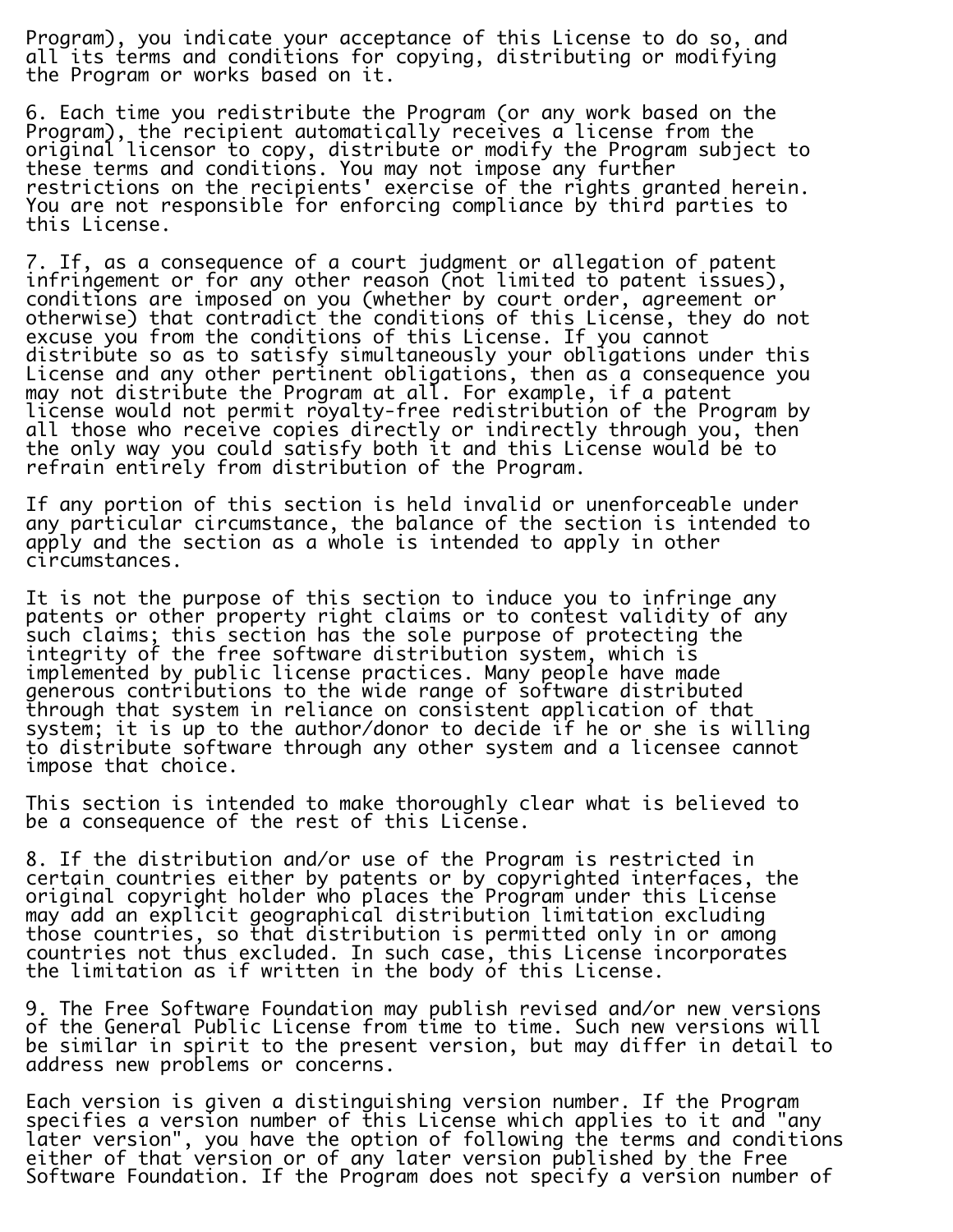Program), you indicate your acceptance of this License to do so, and all its terms and conditions for copying, distributing or modifying the Program or works based on it.

6. Each time you redistribute the Program (or any work based on the Program), the recipient automatically receives a license from the original licensor to copy, distribute or modify the Program subject to these terms and conditions. You may not impose any further restrictions on the recipients' exercise of the rights granted herein. You are not responsible for enforcing compliance by third parties to this License.

7. If, as a consequence of a court judgment or allegation of patent infringement or for any other reason (not limited to patent issues), conditions are imposed on you (whether by court order, agreement or otherwise) that contradict the conditions of this License, they do not excuse you from the conditions of this License. If you cannot distribute so as to satisfy simultaneously your obligations under this License and any other pertinent obligations, then as a consequence you may not distribute the Program at all. For example, if a patent license would not permit royalty-free redistribution of the Program by all those who receive copies directly or indirectly through you, then the only way you could satisfy both it and this License would be to refrain entirely from distribution of the Program.

If any portion of this section is held invalid or unenforceable under any particular circumstance, the balance of the section is intended to apply and the section as a whole is intended to apply in other circumstances.

It is not the purpose of this section to induce you to infringe any patents or other property right claims or to contest validity of any such claims; this section has the sole purpose of protecting the integrity of the free software distribution system, which is implemented by public license practices. Many people have made generous contributions to the wide range of software distributed through that system in reliance on consistent application of that system; it is up to the author/donor to decide if he or she is willing to distribute software through any other system and a licensee cannot impose that choice.

This section is intended to make thoroughly clear what is believed to be a consequence of the rest of this License.

8. If the distribution and/or use of the Program is restricted in certain countries either by patents or by copyrighted interfaces, the original copyright holder who places the Program under this License may add an explicit geographical distribution limitation excluding those countries, so that distribution is permitted only in or among countries not thus excluded. In such case, this License incorporates the limitation as if written in the body of this License.

9. The Free Software Foundation may publish revised and/or new versions of the General Public License from time to time. Such new versions will be similar in spirit to the present version, but may differ in detail to address new problems or concerns.

Each version is given a distinguishing version number. If the Program specifies a version number of this License which applies to it and "any later version", you have the option of following the terms and conditions either of that version or of any later version published by the Free Software Foundation. If the Program does not specify a version number of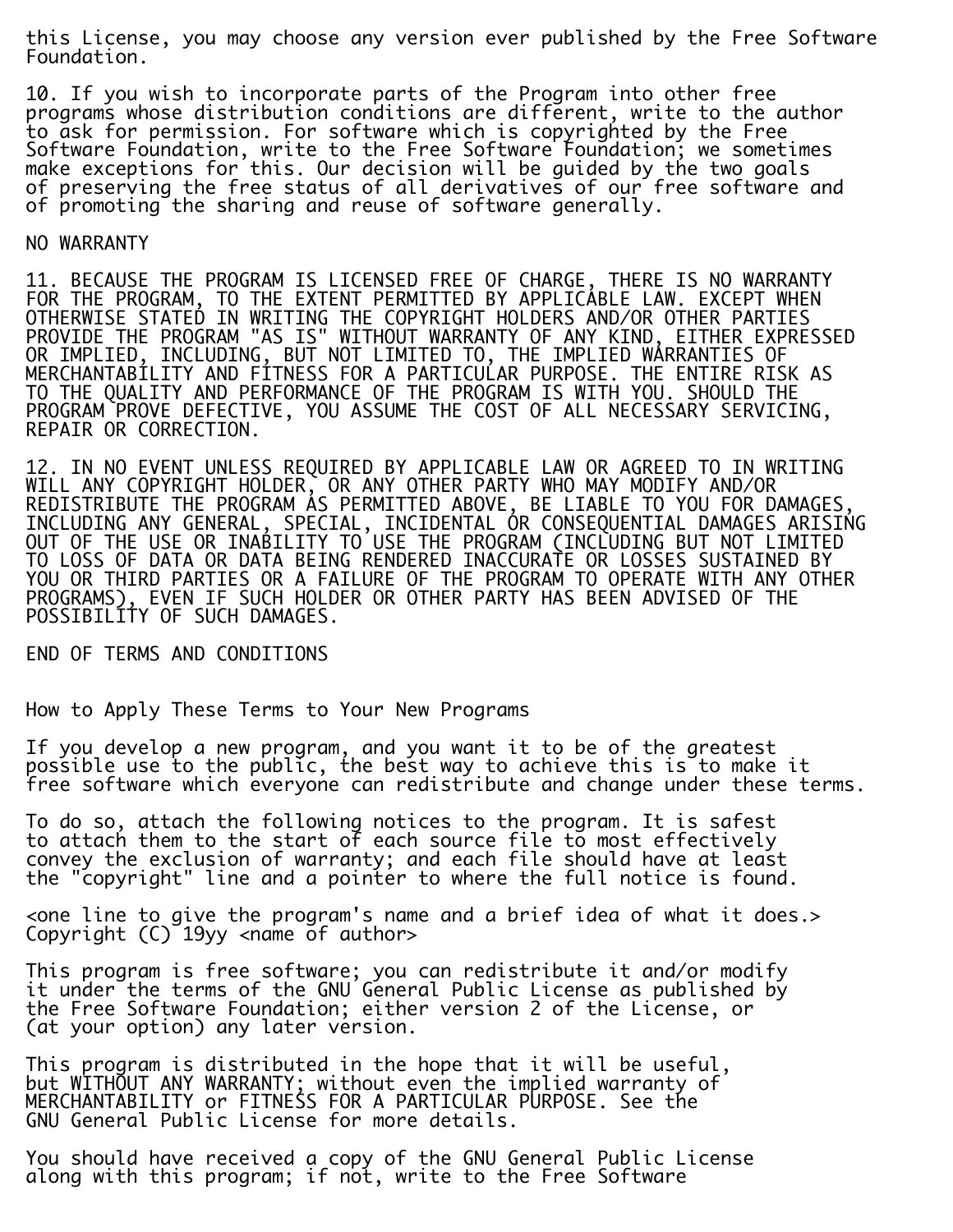this License, you may choose any version ever published by the Free Software Foundation.

10. If you wish to incorporate parts of the Program into other free programs whose distribution conditions are different, write to the author to ask for permission. For software which is copyrighted by the Free Software Foundation, write to the Free Software Foundation; we sometimes make exceptions for this. Our decision will be guided by the two goals of preserving the free status of all derivatives of our free software and of promoting the sharing and reuse of software generally.

NO WARRANTY

11. BECAUSE THE PROGRAM IS LICENSED FREE OF CHARGE, THERE IS NO WARRANTY FOR THE PROGRAM, TO THE EXTENT PERMITTED BY APPLICABLE LAW. EXCEPT WHEN OTHERWISE STATED IN WRITING THE COPYRIGHT HOLDERS AND/OR OTHER PARTIES PROVIDE THE PROGRAM "AS IS" WITHOUT WARRANTY OF ANY KIND, EITHER EXPRESSED OR IMPLIED, INCLUDING, BUT NOT LIMITED TO, THE IMPLIED WARRANTIES OF MERCHANTABILITY AND FITNESS FOR A PARTICULAR PURPOSE. THE ENTIRE RISK AS TO THE QUALITY AND PERFORMANCE OF THE PROGRAM IS WITH YOU. SHOULD THE PROGRAM PROVE DEFECTIVE, YOU ASSUME THE COST OF ALL NECESSARY SERVICING, REPAIR OR CORRECTION.

12. IN NO EVENT UNLESS REQUIRED BY APPLICABLE LAW OR AGREED TO IN WRITING WILL ANY COPYRIGHT HOLDER, OR ANY OTHER PARTY WHO MAY MODIFY AND/OR REDISTRIBUTE THE PROGRAM AS PERMITTED ABOVE, BE LIABLE TO YOU FOR DAMAGES, INCLUDING ANY GENERAL, SPECIAL, INCIDENTAL OR CONSEQUENTIAL DAMAGES ARISING OUT OF THE USE OR INABILITY TO USE THE PROGRAM (INCLUDING BUT NOT LIMITED TO LOSS OF DATA OR DATA BEING RENDERED INACCURATE OR LOSSES SUSTAINED BY YOU OR THIRD PARTIES OR A FAILURE OF THE PROGRAM TO OPERATE WITH ANY OTHER PROGRAMS), EVEN IF SUCH HOLDER OR OTHER PARTY HAS BEEN ADVISED OF THE POSSIBILITY OF SUCH DAMAGES.

END OF TERMS AND CONDITIONS

How to Apply These Terms to Your New Programs

If you develop a new program, and you want it to be of the greatest possible use to the public, the best way to achieve this is to make it free software which everyone can redistribute and change under these terms.

To do so, attach the following notices to the program. It is safest to attach them to the start of each source file to most effectively convey the exclusion of warranty; and each file should have at least the "copyright" line and a pointer to where the full notice is found.

<one line to give the program's name and a brief idea of what it does.>
Copyright (C) 19yy <name of author>

This program is free software; you can redistribute it and/or modify it under the terms of the GNU General Public License as published by the Free Software Foundation; either version 2 of the License, or (at your option) any later version.

This program is distributed in the hope that it will be useful, but WITHOUT ANY WARRANTY; without even the implied warranty of MERCHANTABILITY or FITNESS FOR A PARTICULAR PURPOSE. See the GNU General Public License for more details.

You should have received a copy of the GNU General Public License along with this program; if not, write to the Free Software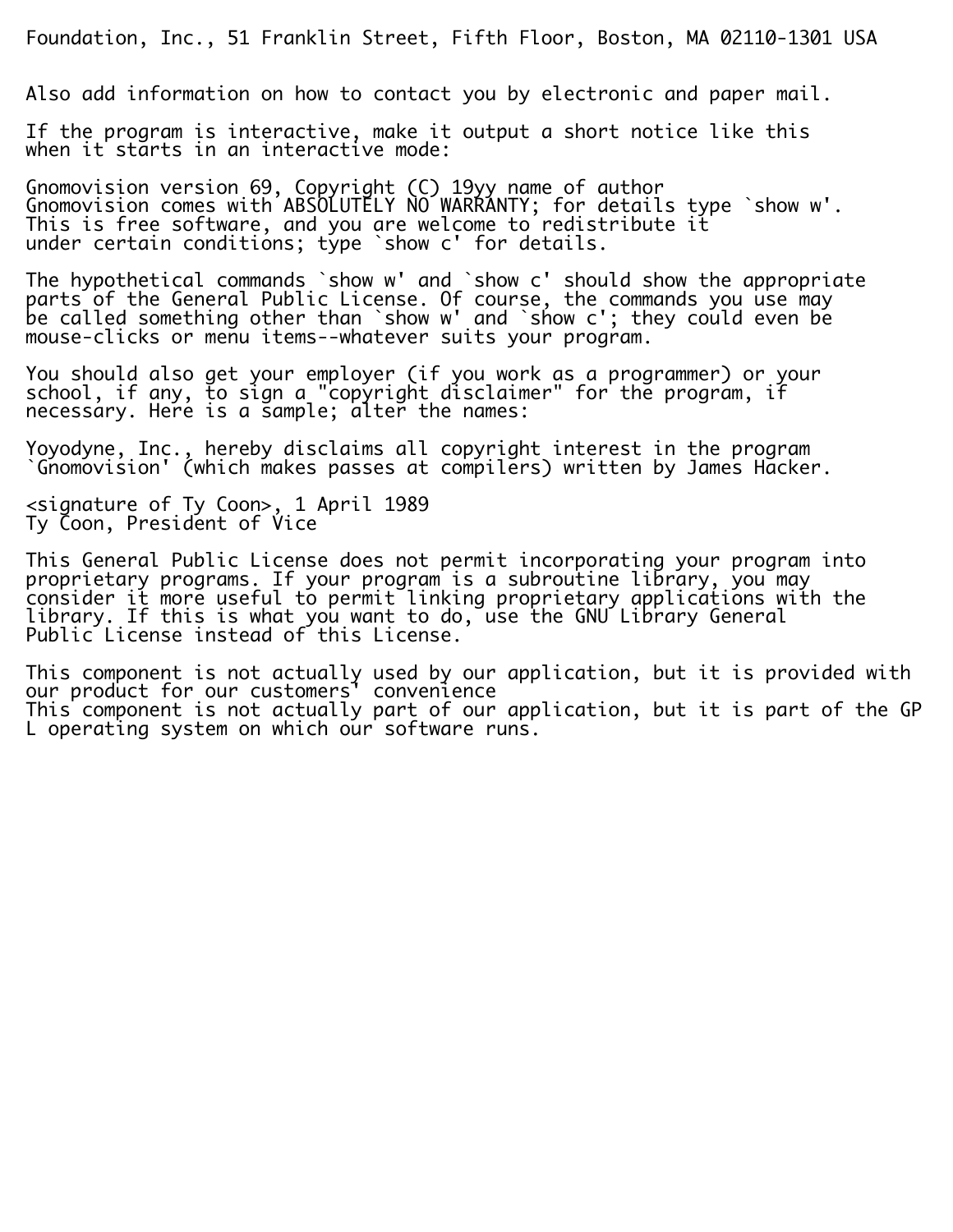Foundation, Inc., 51 Franklin Street, Fifth Floor, Boston, MA 02110-1301 USA

Also add information on how to contact you by electronic and paper mail.

If the program is interactive, make it output a short notice like this
when it starts in an interactive mode:

Gnomovision version 69, Copyright (C) 19yy name of author
Gnomovision comes with ABSOLUTELY NO WARRANTY; for details type `show w'.
This is free software, and you are welcome to redistribute it
under certain conditions; type `show c' for details.

The hypothetical commands `show w' and `show c' should show the appropriate
parts of the General Public License. Of course, the commands you use may
be called something other than `show w' and `show c'; they could even be
mouse-clicks or menu items--whatever suits your program.

You should also get your employer (if you work as a programmer) or your
school, if any, to sign a "copyright disclaimer" for the program, if
necessary. Here is a sample; alter the names:

Yoyodyne, Inc., hereby disclaims all copyright interest in the program
`Gnomovision' (which makes passes at compilers) written by James Hacker.

<signature of Ty Coon>, 1 April 1989
Ty Coon, President of Vice

This General Public License does not permit incorporating your program into
proprietary programs. If your program is a subroutine library, you may
consider it more useful to permit linking proprietary applications with the
library. If this is what you want to do, use the GNU Library General
Public License instead of this License.

This component is not actually used by our application, but it is provided with
our product for our customers' convenience
This component is not actually part of our application, but it is part of the GP
L operating system on which our software runs.